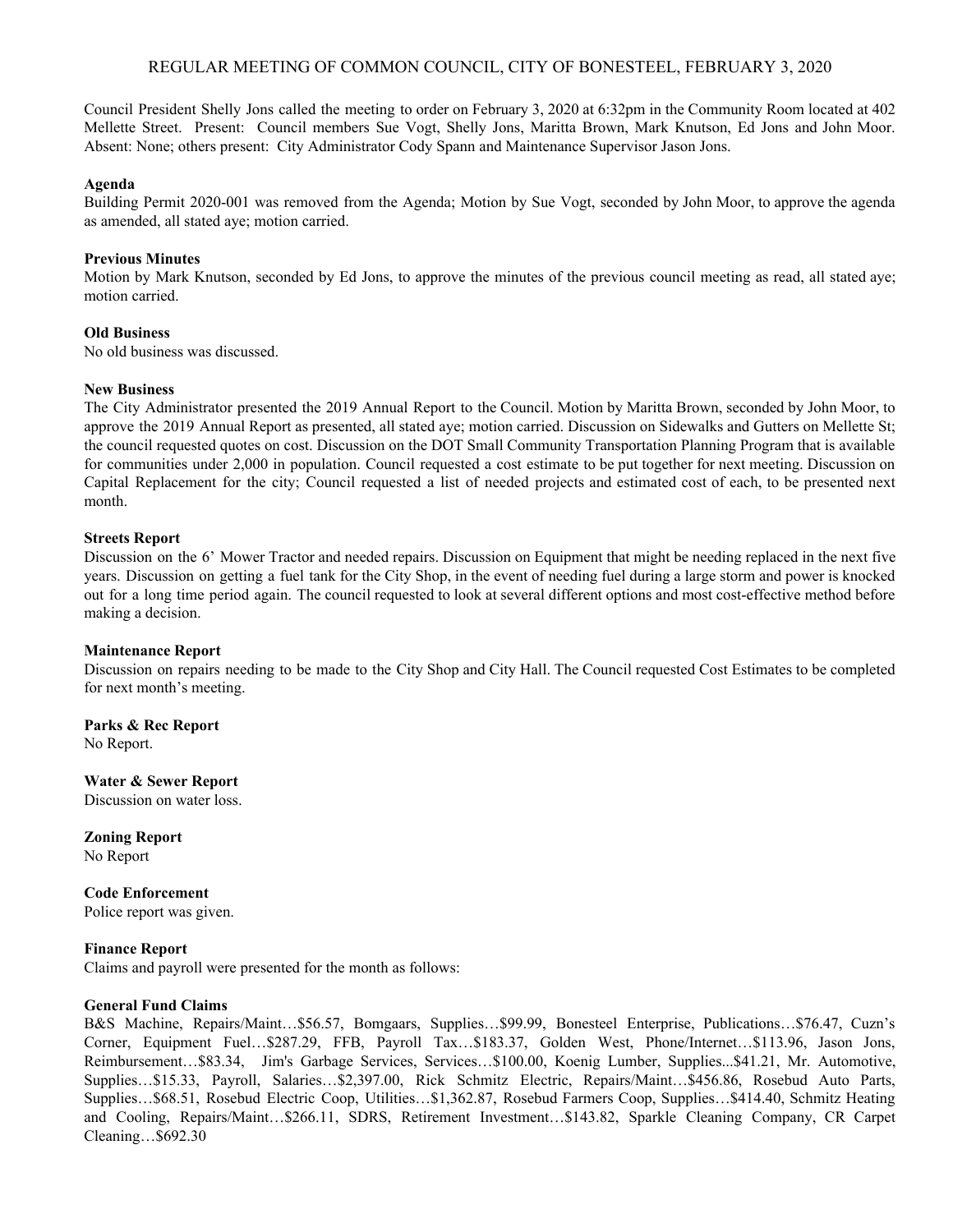# REGULAR MEETING OF COMMON COUNCIL, CITY OF BONESTEEL, FEBRUARY 3, 2020

Council President Shelly Jons called the meeting to order on February 3, 2020 at 6:32pm in the Community Room located at 402 Mellette Street. Present: Council members Sue Vogt, Shelly Jons, Maritta Brown, Mark Knutson, Ed Jons and John Moor. Absent: None; others present: City Administrator Cody Spann and Maintenance Supervisor Jason Jons.

**Agenda**
Building Permit 2020-001 was removed from the Agenda; Motion by Sue Vogt, seconded by John Moor, to approve the agenda as amended, all stated aye; motion carried.

**Previous Minutes**
Motion by Mark Knutson, seconded by Ed Jons, to approve the minutes of the previous council meeting as read, all stated aye; motion carried.

**Old Business**
No old business was discussed.

**New Business**
The City Administrator presented the 2019 Annual Report to the Council. Motion by Maritta Brown, seconded by John Moor, to approve the 2019 Annual Report as presented, all stated aye; motion carried. Discussion on Sidewalks and Gutters on Mellette St; the council requested quotes on cost. Discussion on the DOT Small Community Transportation Planning Program that is available for communities under 2,000 in population. Council requested a cost estimate to be put together for next meeting. Discussion on Capital Replacement for the city; Council requested a list of needed projects and estimated cost of each, to be presented next month.

**Streets Report**
Discussion on the 6' Mower Tractor and needed repairs. Discussion on Equipment that might be needing replaced in the next five years. Discussion on getting a fuel tank for the City Shop, in the event of needing fuel during a large storm and power is knocked out for a long time period again. The council requested to look at several different options and most cost-effective method before making a decision.

**Maintenance Report**
Discussion on repairs needing to be made to the City Shop and City Hall. The Council requested Cost Estimates to be completed for next month's meeting.

**Parks & Rec Report**
No Report.

**Water & Sewer Report**
Discussion on water loss.

**Zoning Report**
No Report

**Code Enforcement**
Police report was given.

**Finance Report**
Claims and payroll were presented for the month as follows:

**General Fund Claims**
B&S Machine, Repairs/Maint…$56.57, Bomgaars, Supplies…$99.99, Bonesteel Enterprise, Publications…$76.47, Cuzn's Corner, Equipment Fuel…$287.29, FFB, Payroll Tax…$183.37, Golden West, Phone/Internet…$113.96, Jason Jons, Reimbursement…$83.34, Jim's Garbage Services, Services…$100.00, Koenig Lumber, Supplies...$41.21, Mr. Automotive, Supplies…$15.33, Payroll, Salaries…$2,397.00, Rick Schmitz Electric, Repairs/Maint…$456.86, Rosebud Auto Parts, Supplies…$68.51, Rosebud Electric Coop, Utilities…$1,362.87, Rosebud Farmers Coop, Supplies…$414.40, Schmitz Heating and Cooling, Repairs/Maint…$266.11, SDRS, Retirement Investment…$143.82, Sparkle Cleaning Company, CR Carpet Cleaning…$692.30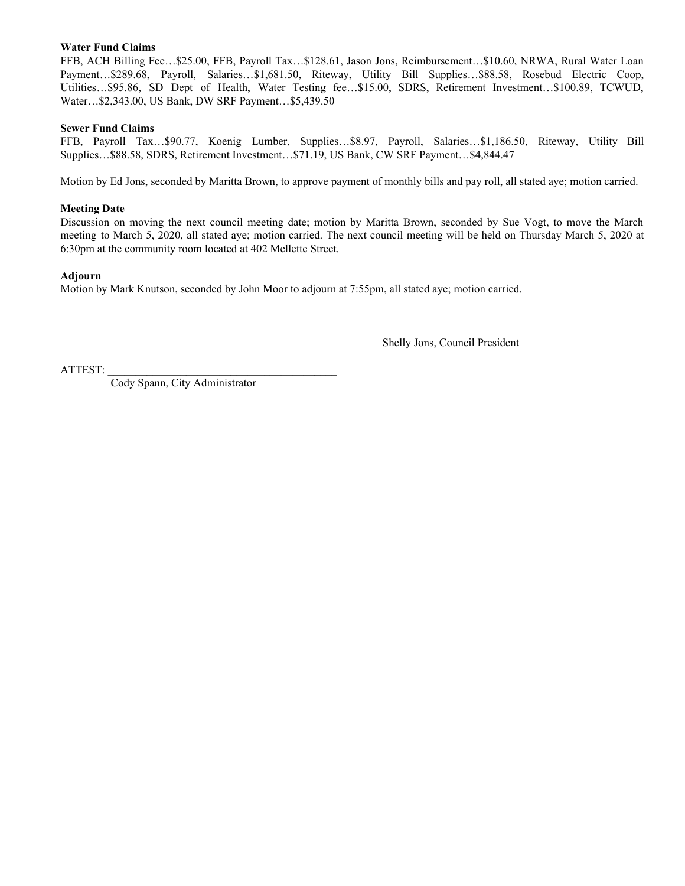**Water Fund Claims**

FFB, ACH Billing Fee…$25.00, FFB, Payroll Tax…$128.61, Jason Jons, Reimbursement…$10.60, NRWA, Rural Water Loan Payment…$289.68, Payroll, Salaries…$1,681.50, Riteway, Utility Bill Supplies…$88.58, Rosebud Electric Coop, Utilities…$95.86, SD Dept of Health, Water Testing fee…$15.00, SDRS, Retirement Investment…$100.89, TCWUD, Water…$2,343.00, US Bank, DW SRF Payment…$5,439.50

**Sewer Fund Claims**

FFB, Payroll Tax…$90.77, Koenig Lumber, Supplies…$8.97, Payroll, Salaries…$1,186.50, Riteway, Utility Bill Supplies…$88.58, SDRS, Retirement Investment…$71.19, US Bank, CW SRF Payment…$4,844.47

Motion by Ed Jons, seconded by Maritta Brown, to approve payment of monthly bills and pay roll, all stated aye; motion carried.

**Meeting Date**

Discussion on moving the next council meeting date; motion by Maritta Brown, seconded by Sue Vogt, to move the March meeting to March 5, 2020, all stated aye; motion carried. The next council meeting will be held on Thursday March 5, 2020 at 6:30pm at the community room located at 402 Mellette Street.

**Adjourn**

Motion by Mark Knutson, seconded by John Moor to adjourn at 7:55pm, all stated aye; motion carried.

Shelly Jons, Council President

ATTEST: ___________________________________________

Cody Spann, City Administrator